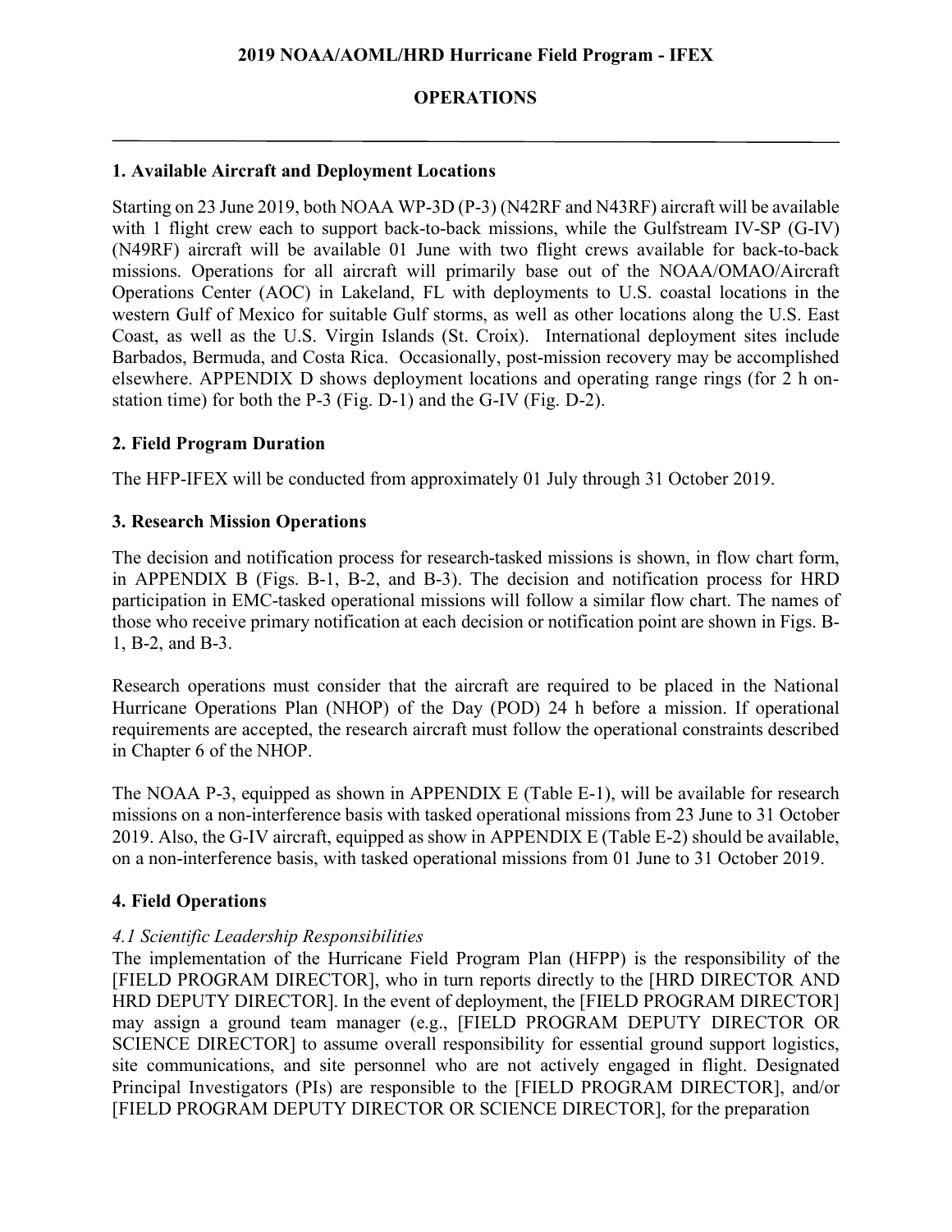**2019 NOAA/AOML/HRD Hurricane Field Program - IFEX**

# OPERATIONS

## 1. Available Aircraft and Deployment Locations

Starting on 23 June 2019, both NOAA WP-3D (P-3) (N42RF and N43RF) aircraft will be available with 1 flight crew each to support back-to-back missions, while the Gulfstream IV-SP (G-IV) (N49RF) aircraft will be available 01 June with two flight crews available for back-to-back missions. Operations for all aircraft will primarily base out of the NOAA/OMAO/Aircraft Operations Center (AOC) in Lakeland, FL with deployments to U.S. coastal locations in the western Gulf of Mexico for suitable Gulf storms, as well as other locations along the U.S. East Coast, as well as the U.S. Virgin Islands (St. Croix). International deployment sites include Barbados, Bermuda, and Costa Rica. Occasionally, post-mission recovery may be accomplished elsewhere. APPENDIX D shows deployment locations and operating range rings (for 2 h on-station time) for both the P-3 (Fig. D-1) and the G-IV (Fig. D-2).

## 2. Field Program Duration

The HFP-IFEX will be conducted from approximately 01 July through 31 October 2019.

## 3. Research Mission Operations

The decision and notification process for research-tasked missions is shown, in flow chart form, in APPENDIX B (Figs. B-1, B-2, and B-3). The decision and notification process for HRD participation in EMC-tasked operational missions will follow a similar flow chart. The names of those who receive primary notification at each decision or notification point are shown in Figs. B-1, B-2, and B-3.

Research operations must consider that the aircraft are required to be placed in the National Hurricane Operations Plan (NHOP) of the Day (POD) 24 h before a mission. If operational requirements are accepted, the research aircraft must follow the operational constraints described in Chapter 6 of the NHOP.

The NOAA P-3, equipped as shown in APPENDIX E (Table E-1), will be available for research missions on a non-interference basis with tasked operational missions from 23 June to 31 October 2019. Also, the G-IV aircraft, equipped as show in APPENDIX E (Table E-2) should be available, on a non-interference basis, with tasked operational missions from 01 June to 31 October 2019.

## 4. Field Operations

### *4.1 Scientific Leadership Responsibilities*

The implementation of the Hurricane Field Program Plan (HFPP) is the responsibility of the [FIELD PROGRAM DIRECTOR], who in turn reports directly to the [HRD DIRECTOR AND HRD DEPUTY DIRECTOR]. In the event of deployment, the [FIELD PROGRAM DIRECTOR] may assign a ground team manager (e.g., [FIELD PROGRAM DEPUTY DIRECTOR OR SCIENCE DIRECTOR] to assume overall responsibility for essential ground support logistics, site communications, and site personnel who are not actively engaged in flight. Designated Principal Investigators (PIs) are responsible to the [FIELD PROGRAM DIRECTOR], and/or [FIELD PROGRAM DEPUTY DIRECTOR OR SCIENCE DIRECTOR], for the preparation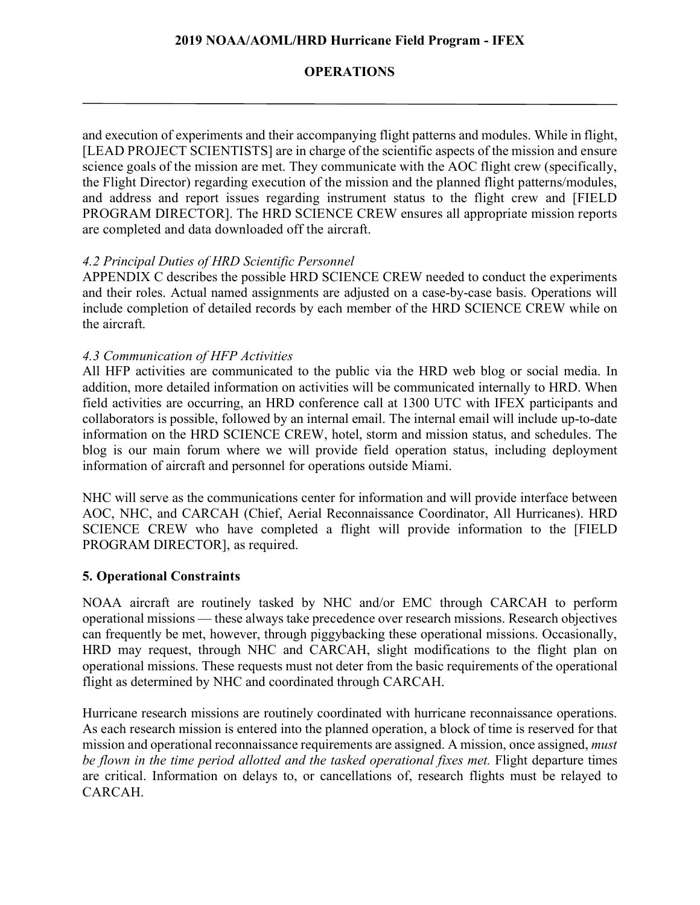and execution of experiments and their accompanying flight patterns and modules. While in flight, [LEAD PROJECT SCIENTISTS] are in charge of the scientific aspects of the mission and ensure science goals of the mission are met. They communicate with the AOC flight crew (specifically, the Flight Director) regarding execution of the mission and the planned flight patterns/modules, and address and report issues regarding instrument status to the flight crew and [FIELD PROGRAM DIRECTOR]. The HRD SCIENCE CREW ensures all appropriate mission reports are completed and data downloaded off the aircraft.

### *4.2 Principal Duties of HRD Scientific Personnel*

APPENDIX C describes the possible HRD SCIENCE CREW needed to conduct the experiments and their roles. Actual named assignments are adjusted on a case-by-case basis. Operations will include completion of detailed records by each member of the HRD SCIENCE CREW while on the aircraft.

### *4.3 Communication of HFP Activities*

All HFP activities are communicated to the public via the HRD web blog or social media. In addition, more detailed information on activities will be communicated internally to HRD. When field activities are occurring, an HRD conference call at 1300 UTC with IFEX participants and collaborators is possible, followed by an internal email. The internal email will include up-to-date information on the HRD SCIENCE CREW, hotel, storm and mission status, and schedules. The blog is our main forum where we will provide field operation status, including deployment information of aircraft and personnel for operations outside Miami.

NHC will serve as the communications center for information and will provide interface between AOC, NHC, and CARCAH (Chief, Aerial Reconnaissance Coordinator, All Hurricanes). HRD SCIENCE CREW who have completed a flight will provide information to the [FIELD PROGRAM DIRECTOR], as required.

## 5. Operational Constraints

NOAA aircraft are routinely tasked by NHC and/or EMC through CARCAH to perform operational missions — these always take precedence over research missions. Research objectives can frequently be met, however, through piggybacking these operational missions. Occasionally, HRD may request, through NHC and CARCAH, slight modifications to the flight plan on operational missions. These requests must not deter from the basic requirements of the operational flight as determined by NHC and coordinated through CARCAH.

Hurricane research missions are routinely coordinated with hurricane reconnaissance operations. As each research mission is entered into the planned operation, a block of time is reserved for that mission and operational reconnaissance requirements are assigned. A mission, once assigned, *must be flown in the time period allotted and the tasked operational fixes met.* Flight departure times are critical. Information on delays to, or cancellations of, research flights must be relayed to CARCAH.